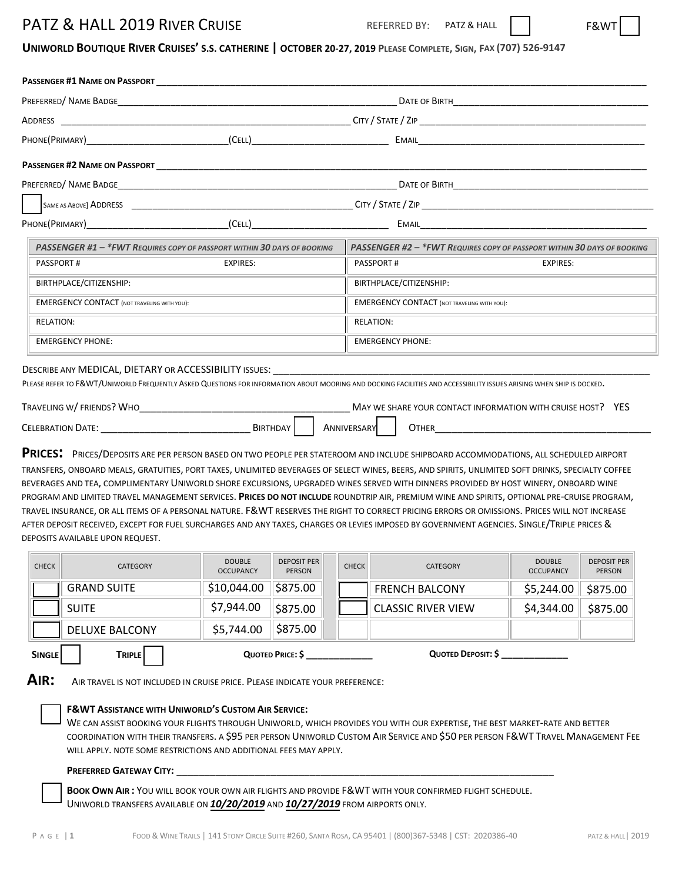# PATZ & HALL 2019 RIVER CRUISE

REFERRED BY: PATZ & HALL ☐ F&WT ☐

**UNIWORLD BOUTIQUE RIVER CRUISES' S.S. CATHERINE | OCTOBER 20-27, 2019 PLEASE COMPLETE, SIGN, FAX (707) 526-9147**

**PASSENGER #1 NAME ON PASSPORT** ______________________________

PREFERRED/ NAME BADGE ______________________________ DATE OF BIRTH ______________________________

ADDRESS ______________________________ CITY / STATE / ZIP ______________________________

PHONE(PRIMARY) ______________ (CELL) ______________ EMAIL ______________________________

**PASSENGER #2 NAME ON PASSPORT** ______________________________

PREFERRED/ NAME BADGE ______________________________ DATE OF BIRTH ______________________________

☐ SAME AS ABOVE] ADDRESS ______________________________ CITY / STATE / ZIP ______________________________

PHONE(PRIMARY) ______________ (CELL) ______________ EMAIL ______________________________

| *PASSENGER #1 – \*FWT REQUIRES COPY OF PASSPORT WITHIN 30 DAYS OF BOOKING* | *PASSENGER #2 – \*FWT REQUIRES COPY OF PASSPORT WITHIN 30 DAYS OF BOOKING* |
|---|---|
| PASSPORT # EXPIRES: | PASSPORT # EXPIRES: |
| BIRTHPLACE/CITIZENSHIP: | BIRTHPLACE/CITIZENSHIP: |
| EMERGENCY CONTACT (NOT TRAVELING WITH YOU): | EMERGENCY CONTACT (NOT TRAVELING WITH YOU): |
| RELATION: | RELATION: |
| EMERGENCY PHONE: | EMERGENCY PHONE: |

DESCRIBE ANY MEDICAL, DIETARY OR ACCESSIBILITY ISSUES: ______________________________

PLEASE REFER TO F&WT/UNIWORLD FREQUENTLY ASKED QUESTIONS FOR INFORMATION ABOUT MOORING AND DOCKING FACILITIES AND ACCESSIBILITY ISSUES ARISING WHEN SHIP IS DOCKED.

TRAVELING W/ FRIENDS? WHO ______________________________ MAY WE SHARE YOUR CONTACT INFORMATION WITH CRUISE HOST? YES

CELEBRATION DATE: ______________ BIRTHDAY ☐ ANNIVERSARY ☐ OTHER ______________________________

**PRICES:** PRICES/DEPOSITS ARE PER PERSON BASED ON TWO PEOPLE PER STATEROOM AND INCLUDE SHIPBOARD ACCOMMODATIONS, ALL SCHEDULED AIRPORT TRANSFERS, ONBOARD MEALS, GRATUITIES, PORT TAXES, UNLIMITED BEVERAGES OF SELECT WINES, BEERS, AND SPIRITS, UNLIMITED SOFT DRINKS, SPECIALTY COFFEE BEVERAGES AND TEA, COMPLIMENTARY UNIWORLD SHORE EXCURSIONS, UPGRADED WINES SERVED WITH DINNERS PROVIDED BY HOST WINERY, ONBOARD WINE PROGRAM AND LIMITED TRAVEL MANAGEMENT SERVICES. **PRICES DO NOT INCLUDE** ROUNDTRIP AIR, PREMIUM WINE AND SPIRITS, OPTIONAL PRE-CRUISE PROGRAM, TRAVEL INSURANCE, OR ALL ITEMS OF A PERSONAL NATURE. F&WT RESERVES THE RIGHT TO CORRECT PRICING ERRORS OR OMISSIONS. PRICES WILL NOT INCREASE AFTER DEPOSIT RECEIVED, EXCEPT FOR FUEL SURCHARGES AND ANY TAXES, CHARGES OR LEVIES IMPOSED BY GOVERNMENT AGENCIES. SINGLE/TRIPLE PRICES & DEPOSITS AVAILABLE UPON REQUEST.

| CHECK | CATEGORY | DOUBLE OCCUPANCY | DEPOSIT PER PERSON | CHECK | CATEGORY | DOUBLE OCCUPANCY | DEPOSIT PER PERSON |
|---|---|---|---|---|---|---|---|
| ☐ | GRAND SUITE | $10,044.00 | $875.00 | ☐ | FRENCH BALCONY | $5,244.00 | $875.00 |
| ☐ | SUITE | $7,944.00 | $875.00 | ☐ | CLASSIC RIVER VIEW | $4,344.00 | $875.00 |
| ☐ | DELUXE BALCONY | $5,744.00 | $875.00 | | | | |

**SINGLE** ☐ **TRIPLE** ☐ **QUOTED PRICE: $** ______________ **QUOTED DEPOSIT: $** ______________

**AIR:** AIR TRAVEL IS NOT INCLUDED IN CRUISE PRICE. PLEASE INDICATE YOUR PREFERENCE:

☐ **F&WT ASSISTANCE WITH UNIWORLD'S CUSTOM AIR SERVICE:**
WE CAN ASSIST BOOKING YOUR FLIGHTS THROUGH UNIWORLD, WHICH PROVIDES YOU WITH OUR EXPERTISE, THE BEST MARKET-RATE AND BETTER COORDINATION WITH THEIR TRANSFERS. A $95 PER PERSON UNIWORLD CUSTOM AIR SERVICE AND $50 PER PERSON F&WT TRAVEL MANAGEMENT FEE WILL APPLY. NOTE SOME RESTRICTIONS AND ADDITIONAL FEES MAY APPLY.

**PREFERRED GATEWAY CITY:** ______________________________

☐ **BOOK OWN AIR :** YOU WILL BOOK YOUR OWN AIR FLIGHTS AND PROVIDE F&WT WITH YOUR CONFIRMED FLIGHT SCHEDULE.
UNIWORLD TRANSFERS AVAILABLE ON ***10/20/2019*** AND ***10/27/2019*** FROM AIRPORTS ONLY.

FOOD & WINE TRAILS | 141 STONY CIRCLE SUITE #260, SANTA ROSA, CA 95401 | (800)367-5348 | CST: 2020386-40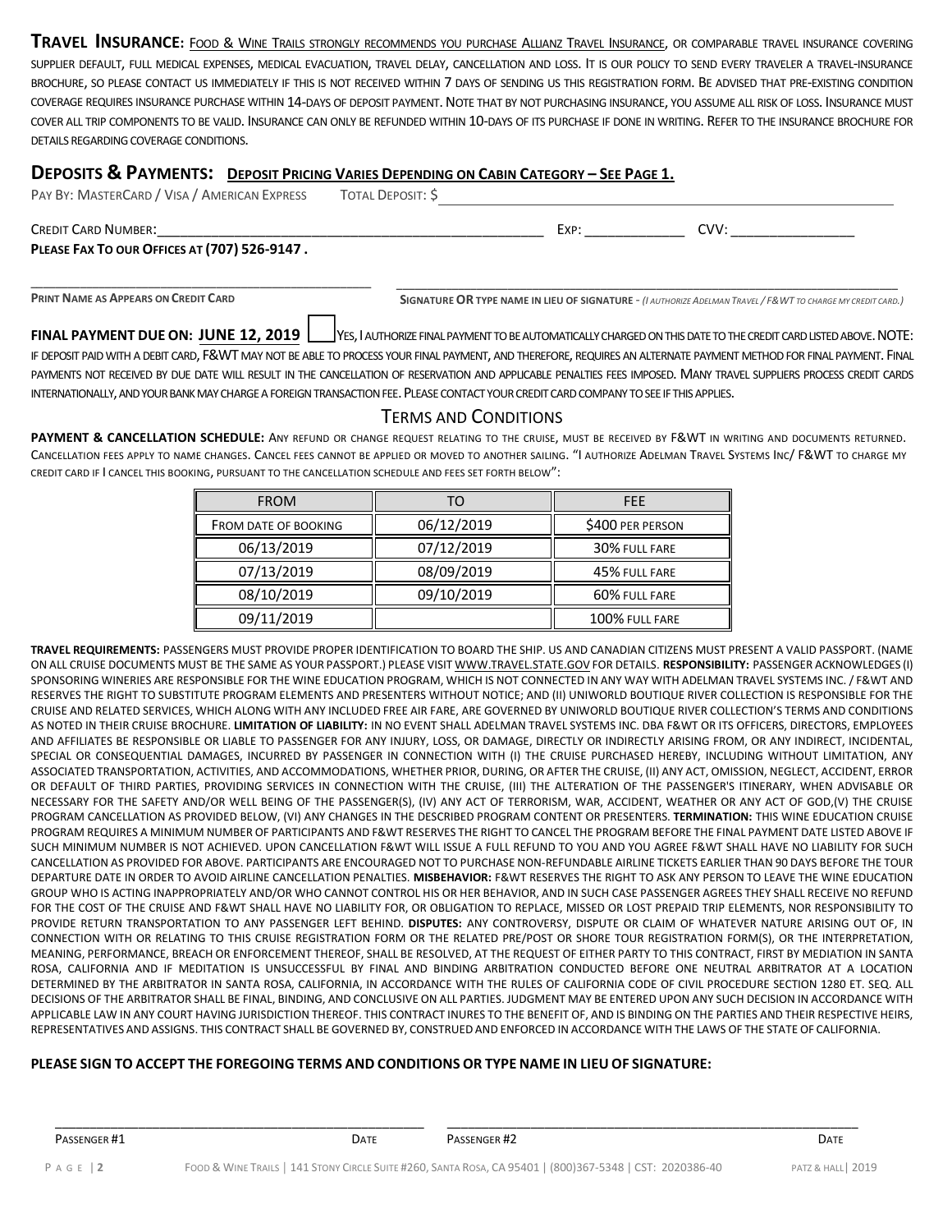**TRAVEL INSURANCE:** FOOD & WINE TRAILS STRONGLY RECOMMENDS YOU PURCHASE ALLIANZ TRAVEL INSURANCE, OR COMPARABLE TRAVEL INSURANCE COVERING SUPPLIER DEFAULT, FULL MEDICAL EXPENSES, MEDICAL EVACUATION, TRAVEL DELAY, CANCELLATION AND LOSS. IT IS OUR POLICY TO SEND EVERY TRAVELER A TRAVEL-INSURANCE BROCHURE, SO PLEASE CONTACT US IMMEDIATELY IF THIS IS NOT RECEIVED WITHIN 7 DAYS OF SENDING US THIS REGISTRATION FORM. BE ADVISED THAT PRE-EXISTING CONDITION COVERAGE REQUIRES INSURANCE PURCHASE WITHIN 14-DAYS OF DEPOSIT PAYMENT. NOTE THAT BY NOT PURCHASING INSURANCE, YOU ASSUME ALL RISK OF LOSS. INSURANCE MUST COVER ALL TRIP COMPONENTS TO BE VALID. INSURANCE CAN ONLY BE REFUNDED WITHIN 10-DAYS OF ITS PURCHASE IF DONE IN WRITING. REFER TO THE INSURANCE BROCHURE FOR DETAILS REGARDING COVERAGE CONDITIONS.

## DEPOSITS & PAYMENTS: DEPOSIT PRICING VARIES DEPENDING ON CABIN CATEGORY – SEE PAGE 1.

PAY BY: MASTERCARD / VISA / AMERICAN EXPRESS TOTAL DEPOSIT: $____________________

CREDIT CARD NUMBER:____________________ EXP: ____________ CVV: ____________

**PLEASE FAX TO OUR OFFICES AT (707) 526-9147 .**

____________________ ____________________

**PRINT NAME AS APPEARS ON CREDIT CARD** **SIGNATURE OR TYPE NAME IN LIEU OF SIGNATURE** - *(I AUTHORIZE ADELMAN TRAVEL / F&WT TO CHARGE MY CREDIT CARD.)*

**FINAL PAYMENT DUE ON: JUNE 12, 2019** ☐ YES, I AUTHORIZE FINAL PAYMENT TO BE AUTOMATICALLY CHARGED ON THIS DATE TO THE CREDIT CARD LISTED ABOVE. NOTE: IF DEPOSIT PAID WITH A DEBIT CARD, F&WT MAY NOT BE ABLE TO PROCESS YOUR FINAL PAYMENT, AND THEREFORE, REQUIRES AN ALTERNATE PAYMENT METHOD FOR FINAL PAYMENT. FINAL PAYMENTS NOT RECEIVED BY DUE DATE WILL RESULT IN THE CANCELLATION OF RESERVATION AND APPLICABLE PENALTIES FEES IMPOSED. MANY TRAVEL SUPPLIERS PROCESS CREDIT CARDS INTERNATIONALLY, AND YOUR BANK MAY CHARGE A FOREIGN TRANSACTION FEE. PLEASE CONTACT YOUR CREDIT CARD COMPANY TO SEE IF THIS APPLIES.

## TERMS AND CONDITIONS

**PAYMENT & CANCELLATION SCHEDULE:** ANY REFUND OR CHANGE REQUEST RELATING TO THE CRUISE, MUST BE RECEIVED BY F&WT IN WRITING AND DOCUMENTS RETURNED. CANCELLATION FEES APPLY TO NAME CHANGES. CANCEL FEES CANNOT BE APPLIED OR MOVED TO ANOTHER SAILING. "I AUTHORIZE ADELMAN TRAVEL SYSTEMS INC/ F&WT TO CHARGE MY CREDIT CARD IF I CANCEL THIS BOOKING, PURSUANT TO THE CANCELLATION SCHEDULE AND FEES SET FORTH BELOW":

| FROM | TO | FEE |
|---|---|---|
| FROM DATE OF BOOKING | 06/12/2019 | $400 PER PERSON |
| 06/13/2019 | 07/12/2019 | 30% FULL FARE |
| 07/13/2019 | 08/09/2019 | 45% FULL FARE |
| 08/10/2019 | 09/10/2019 | 60% FULL FARE |
| 09/11/2019 | | 100% FULL FARE |

**TRAVEL REQUIREMENTS:** PASSENGERS MUST PROVIDE PROPER IDENTIFICATION TO BOARD THE SHIP. US AND CANADIAN CITIZENS MUST PRESENT A VALID PASSPORT. (NAME ON ALL CRUISE DOCUMENTS MUST BE THE SAME AS YOUR PASSPORT.) PLEASE VISIT WWW.TRAVEL.STATE.GOV FOR DETAILS. **RESPONSIBILITY:** PASSENGER ACKNOWLEDGES (I) SPONSORING WINERIES ARE RESPONSIBLE FOR THE WINE EDUCATION PROGRAM, WHICH IS NOT CONNECTED IN ANY WAY WITH ADELMAN TRAVEL SYSTEMS INC. / F&WT AND RESERVES THE RIGHT TO SUBSTITUTE PROGRAM ELEMENTS AND PRESENTERS WITHOUT NOTICE; AND (II) UNIWORLD BOUTIQUE RIVER COLLECTION IS RESPONSIBLE FOR THE CRUISE AND RELATED SERVICES, WHICH ALONG WITH ANY INCLUDED FREE AIR FARE, ARE GOVERNED BY UNIWORLD BOUTIQUE RIVER COLLECTION'S TERMS AND CONDITIONS AS NOTED IN THEIR CRUISE BROCHURE. **LIMITATION OF LIABILITY:** IN NO EVENT SHALL ADELMAN TRAVEL SYSTEMS INC. DBA F&WT OR ITS OFFICERS, DIRECTORS, EMPLOYEES AND AFFILIATES BE RESPONSIBLE OR LIABLE TO PASSENGER FOR ANY INJURY, LOSS, OR DAMAGE, DIRECTLY OR INDIRECTLY ARISING FROM, OR ANY INDIRECT, INCIDENTAL, SPECIAL OR CONSEQUENTIAL DAMAGES, INCURRED BY PASSENGER IN CONNECTION WITH (I) THE CRUISE PURCHASED HEREBY, INCLUDING WITHOUT LIMITATION, ANY ASSOCIATED TRANSPORTATION, ACTIVITIES, AND ACCOMMODATIONS, WHETHER PRIOR, DURING, OR AFTER THE CRUISE, (II) ANY ACT, OMISSION, NEGLECT, ACCIDENT, ERROR OR DEFAULT OF THIRD PARTIES, PROVIDING SERVICES IN CONNECTION WITH THE CRUISE, (III) THE ALTERATION OF THE PASSENGER'S ITINERARY, WHEN ADVISABLE OR NECESSARY FOR THE SAFETY AND/OR WELL BEING OF THE PASSENGER(S), (IV) ANY ACT OF TERRORISM, WAR, ACCIDENT, WEATHER OR ANY ACT OF GOD,(V) THE CRUISE PROGRAM CANCELLATION AS PROVIDED BELOW, (VI) ANY CHANGES IN THE DESCRIBED PROGRAM CONTENT OR PRESENTERS. **TERMINATION:** THIS WINE EDUCATION CRUISE PROGRAM REQUIRES A MINIMUM NUMBER OF PARTICIPANTS AND F&WT RESERVES THE RIGHT TO CANCEL THE PROGRAM BEFORE THE FINAL PAYMENT DATE LISTED ABOVE IF SUCH MINIMUM NUMBER IS NOT ACHIEVED. UPON CANCELLATION F&WT WILL ISSUE A FULL REFUND TO YOU AND YOU AGREE F&WT SHALL HAVE NO LIABILITY FOR SUCH CANCELLATION AS PROVIDED FOR ABOVE. PARTICIPANTS ARE ENCOURAGED NOT TO PURCHASE NON-REFUNDABLE AIRLINE TICKETS EARLIER THAN 90 DAYS BEFORE THE TOUR DEPARTURE DATE IN ORDER TO AVOID AIRLINE CANCELLATION PENALTIES. **MISBEHAVIOR:** F&WT RESERVES THE RIGHT TO ASK ANY PERSON TO LEAVE THE WINE EDUCATION GROUP WHO IS ACTING INAPPROPRIATELY AND/OR WHO CANNOT CONTROL HIS OR HER BEHAVIOR, AND IN SUCH CASE PASSENGER AGREES THEY SHALL RECEIVE NO REFUND FOR THE COST OF THE CRUISE AND F&WT SHALL HAVE NO LIABILITY FOR, OR OBLIGATION TO REPLACE, MISSED OR LOST PREPAID TRIP ELEMENTS, NOR RESPONSIBILITY TO PROVIDE RETURN TRANSPORTATION TO ANY PASSENGER LEFT BEHIND. **DISPUTES:** ANY CONTROVERSY, DISPUTE OR CLAIM OF WHATEVER NATURE ARISING OUT OF, IN CONNECTION WITH OR RELATING TO THIS CRUISE REGISTRATION FORM OR THE RELATED PRE/POST OR SHORE TOUR REGISTRATION FORM(S), OR THE INTERPRETATION, MEANING, PERFORMANCE, BREACH OR ENFORCEMENT THEREOF, SHALL BE RESOLVED, AT THE REQUEST OF EITHER PARTY TO THIS CONTRACT, FIRST BY MEDIATION IN SANTA ROSA, CALIFORNIA AND IF MEDIATION IS UNSUCCESSFUL BY FINAL AND BINDING ARBITRATION CONDUCTED BEFORE ONE NEUTRAL ARBITRATOR AT A LOCATION DETERMINED BY THE ARBITRATOR IN SANTA ROSA, CALIFORNIA, IN ACCORDANCE WITH THE RULES OF CALIFORNIA CODE OF CIVIL PROCEDURE SECTION 1280 ET. SEQ. ALL DECISIONS OF THE ARBITRATOR SHALL BE FINAL, BINDING, AND CONCLUSIVE ON ALL PARTIES. JUDGMENT MAY BE ENTERED UPON ANY SUCH DECISION IN ACCORDANCE WITH APPLICABLE LAW IN ANY COURT HAVING JURISDICTION THEREOF. THIS CONTRACT INURES TO THE BENEFIT OF, AND IS BINDING ON THE PARTIES AND THEIR RESPECTIVE HEIRS, REPRESENTATIVES AND ASSIGNS. THIS CONTRACT SHALL BE GOVERNED BY, CONSTRUED AND ENFORCED IN ACCORDANCE WITH THE LAWS OF THE STATE OF CALIFORNIA.

**PLEASE SIGN TO ACCEPT THE FOREGOING TERMS AND CONDITIONS OR TYPE NAME IN LIEU OF SIGNATURE:**

____________________ ____________________

PASSENGER #1 DATE PASSENGER #2 DATE

FOOD & WINE TRAILS | 141 STONY CIRCLE SUITE #260, SANTA ROSA, CA 95401 | (800)367-5348 | CST: 2020386-40